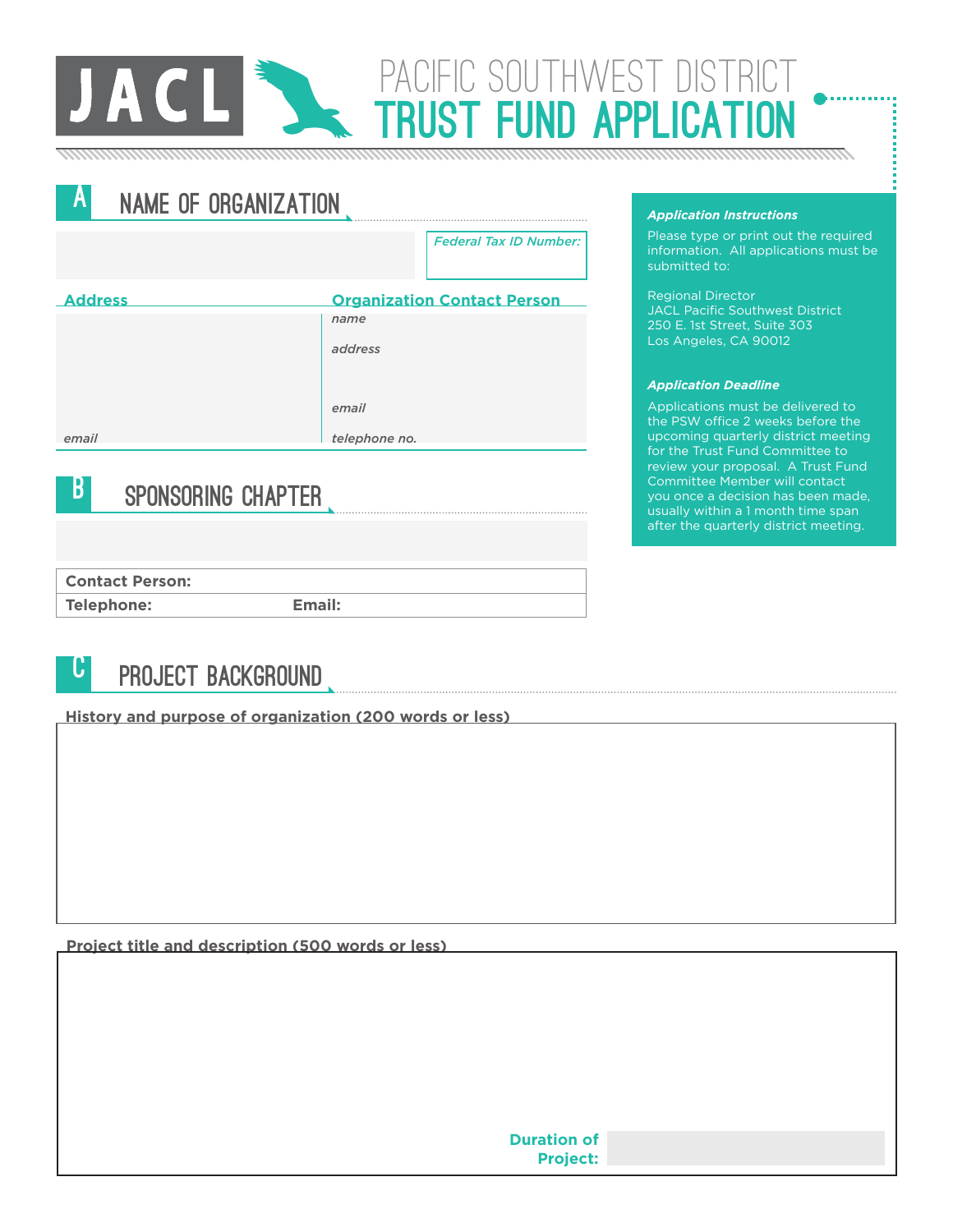# JACL

# PACIFIC SOUTHWEST DISTRICT TRUST FUND APPLICATION

***Application Instructions***

Please type or print out the required information. All applications must be submitted to:

Regional Director
JACL Pacific Southwest District
250 E. 1st Street, Suite 303
Los Angeles, CA 90012

***Application Deadline***

Applications must be delivered to the PSW office 2 weeks before the upcoming quarterly district meeting for the Trust Fund Committee to review your proposal. A Trust Fund Committee Member will contact you once a decision has been made, usually within a 1 month time span after the quarterly district meeting.

## A NAME OF ORGANIZATION

*Federal Tax ID Number:*

**Address**

*email*

**Organization Contact Person**

*name*

*address*

*email*

*telephone no.*

## B SPONSORING CHAPTER

**Contact Person:**

**Telephone:** **Email:**

## C PROJECT BACKGROUND

**History and purpose of organization (200 words or less)**

**Project title and description (500 words or less)**

**Duration of Project:**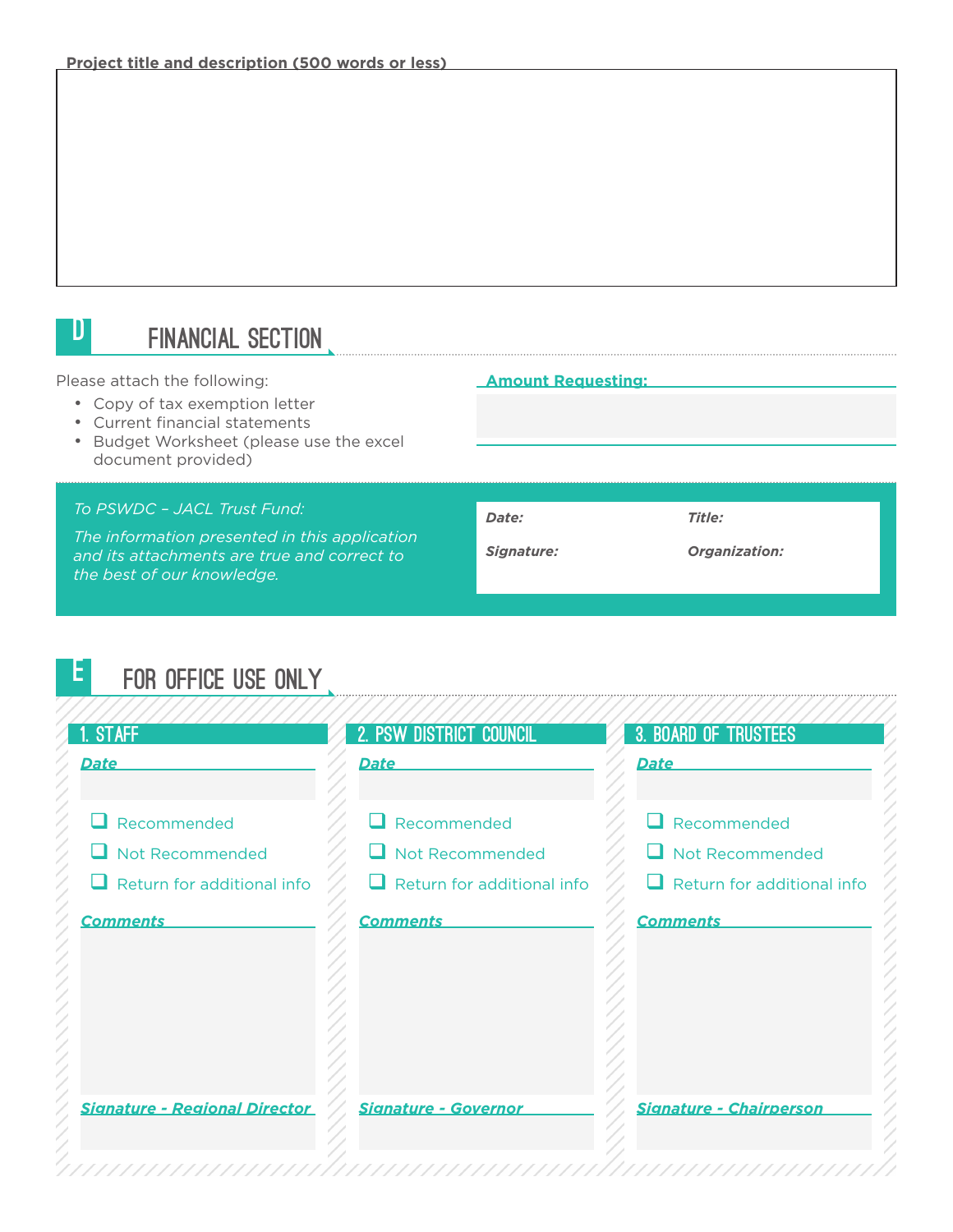**Project title and description (500 words or less)**

## D FINANCIAL SECTION

Please attach the following:

- Copy of tax exemption letter
- Current financial statements
- Budget Worksheet (please use the excel document provided)

**Amount Requesting:**

*To PSWDC – JACL Trust Fund:*

*The information presented in this application and its attachments are true and correct to the best of our knowledge.*

***Date:***

***Title:***

***Signature:***

***Organization:***

## E FOR OFFICE USE ONLY

### 1. STAFF

***Date***

- ❑ Recommended
- ❑ Not Recommended
- ❑ Return for additional info

***Comments***

***Signature - Regional Director***

### 2. PSW DISTRICT COUNCIL

***Date***

- ❑ Recommended
- ❑ Not Recommended
- ❑ Return for additional info

***Comments***

***Signature - Governor***

### 3. BOARD OF TRUSTEES

***Date***

- ❑ Recommended
- ❑ Not Recommended
- ❑ Return for additional info

***Comments***

***Signature - Chairperson***